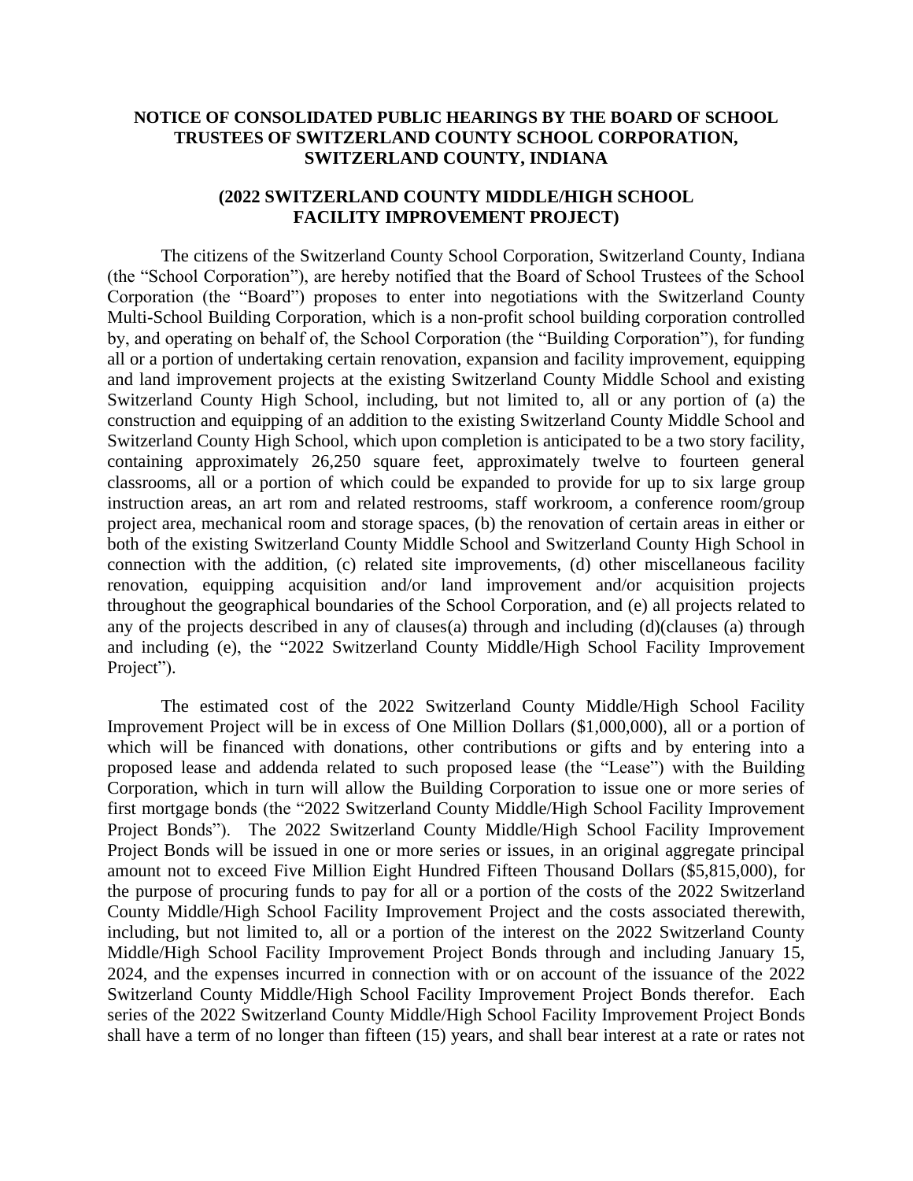**NOTICE OF CONSOLIDATED PUBLIC HEARINGS BY THE BOARD OF SCHOOL TRUSTEES OF SWITZERLAND COUNTY SCHOOL CORPORATION, SWITZERLAND COUNTY, INDIANA**

**(2022 SWITZERLAND COUNTY MIDDLE/HIGH SCHOOL FACILITY IMPROVEMENT PROJECT)**

The citizens of the Switzerland County School Corporation, Switzerland County, Indiana (the "School Corporation"), are hereby notified that the Board of School Trustees of the School Corporation (the "Board") proposes to enter into negotiations with the Switzerland County Multi-School Building Corporation, which is a non-profit school building corporation controlled by, and operating on behalf of, the School Corporation (the "Building Corporation"), for funding all or a portion of undertaking certain renovation, expansion and facility improvement, equipping and land improvement projects at the existing Switzerland County Middle School and existing Switzerland County High School, including, but not limited to, all or any portion of (a) the construction and equipping of an addition to the existing Switzerland County Middle School and Switzerland County High School, which upon completion is anticipated to be a two story facility, containing approximately 26,250 square feet, approximately twelve to fourteen general classrooms, all or a portion of which could be expanded to provide for up to six large group instruction areas, an art rom and related restrooms, staff workroom, a conference room/group project area, mechanical room and storage spaces, (b) the renovation of certain areas in either or both of the existing Switzerland County Middle School and Switzerland County High School in connection with the addition, (c) related site improvements, (d) other miscellaneous facility renovation, equipping acquisition and/or land improvement and/or acquisition projects throughout the geographical boundaries of the School Corporation, and (e) all projects related to any of the projects described in any of clauses(a) through and including (d)(clauses (a) through and including (e), the "2022 Switzerland County Middle/High School Facility Improvement Project").

The estimated cost of the 2022 Switzerland County Middle/High School Facility Improvement Project will be in excess of One Million Dollars ($1,000,000), all or a portion of which will be financed with donations, other contributions or gifts and by entering into a proposed lease and addenda related to such proposed lease (the "Lease") with the Building Corporation, which in turn will allow the Building Corporation to issue one or more series of first mortgage bonds (the "2022 Switzerland County Middle/High School Facility Improvement Project Bonds"). The 2022 Switzerland County Middle/High School Facility Improvement Project Bonds will be issued in one or more series or issues, in an original aggregate principal amount not to exceed Five Million Eight Hundred Fifteen Thousand Dollars ($5,815,000), for the purpose of procuring funds to pay for all or a portion of the costs of the 2022 Switzerland County Middle/High School Facility Improvement Project and the costs associated therewith, including, but not limited to, all or a portion of the interest on the 2022 Switzerland County Middle/High School Facility Improvement Project Bonds through and including January 15, 2024, and the expenses incurred in connection with or on account of the issuance of the 2022 Switzerland County Middle/High School Facility Improvement Project Bonds therefor. Each series of the 2022 Switzerland County Middle/High School Facility Improvement Project Bonds shall have a term of no longer than fifteen (15) years, and shall bear interest at a rate or rates not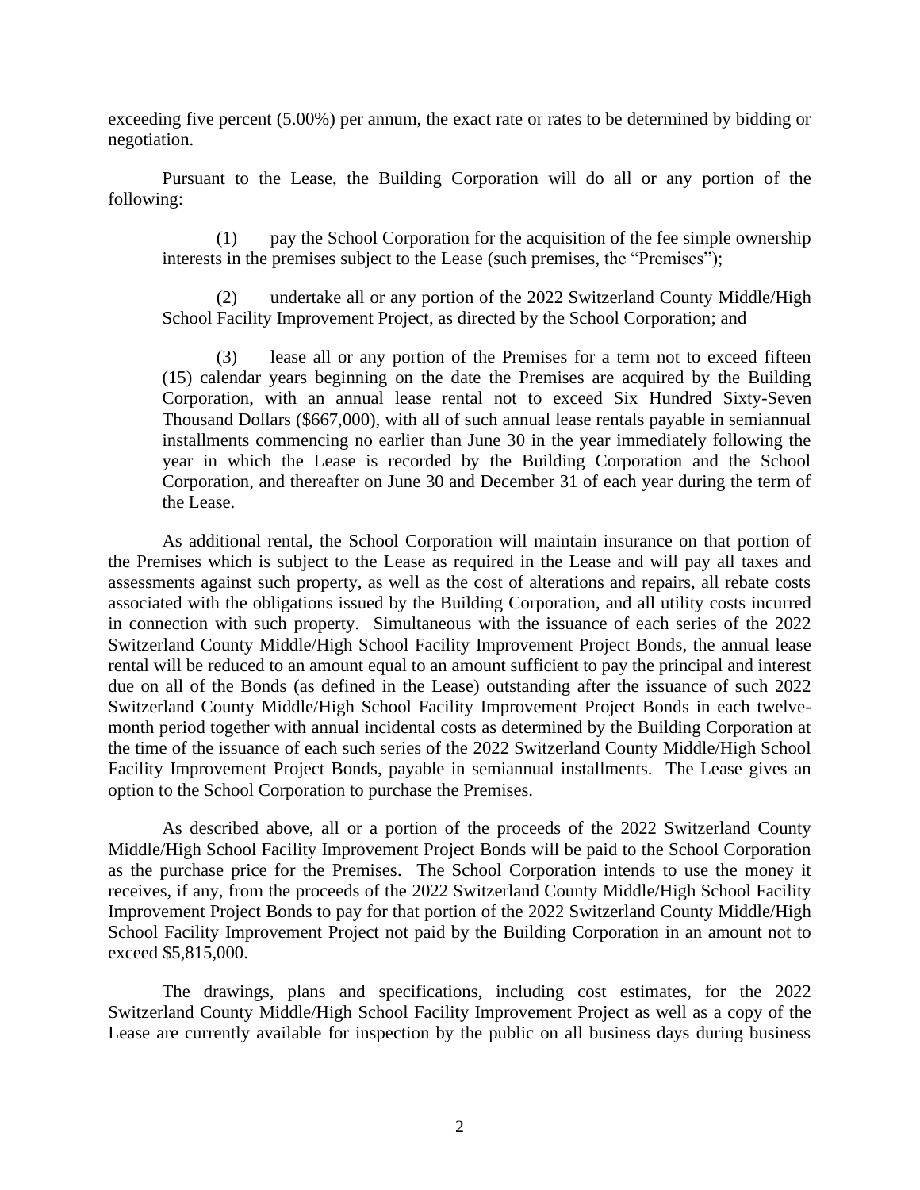exceeding five percent (5.00%) per annum, the exact rate or rates to be determined by bidding or negotiation.

Pursuant to the Lease, the Building Corporation will do all or any portion of the following:

(1) pay the School Corporation for the acquisition of the fee simple ownership interests in the premises subject to the Lease (such premises, the "Premises");

(2) undertake all or any portion of the 2022 Switzerland County Middle/High School Facility Improvement Project, as directed by the School Corporation; and

(3) lease all or any portion of the Premises for a term not to exceed fifteen (15) calendar years beginning on the date the Premises are acquired by the Building Corporation, with an annual lease rental not to exceed Six Hundred Sixty-Seven Thousand Dollars ($667,000), with all of such annual lease rentals payable in semiannual installments commencing no earlier than June 30 in the year immediately following the year in which the Lease is recorded by the Building Corporation and the School Corporation, and thereafter on June 30 and December 31 of each year during the term of the Lease.

As additional rental, the School Corporation will maintain insurance on that portion of the Premises which is subject to the Lease as required in the Lease and will pay all taxes and assessments against such property, as well as the cost of alterations and repairs, all rebate costs associated with the obligations issued by the Building Corporation, and all utility costs incurred in connection with such property. Simultaneous with the issuance of each series of the 2022 Switzerland County Middle/High School Facility Improvement Project Bonds, the annual lease rental will be reduced to an amount equal to an amount sufficient to pay the principal and interest due on all of the Bonds (as defined in the Lease) outstanding after the issuance of such 2022 Switzerland County Middle/High School Facility Improvement Project Bonds in each twelve-month period together with annual incidental costs as determined by the Building Corporation at the time of the issuance of each such series of the 2022 Switzerland County Middle/High School Facility Improvement Project Bonds, payable in semiannual installments. The Lease gives an option to the School Corporation to purchase the Premises.

As described above, all or a portion of the proceeds of the 2022 Switzerland County Middle/High School Facility Improvement Project Bonds will be paid to the School Corporation as the purchase price for the Premises. The School Corporation intends to use the money it receives, if any, from the proceeds of the 2022 Switzerland County Middle/High School Facility Improvement Project Bonds to pay for that portion of the 2022 Switzerland County Middle/High School Facility Improvement Project not paid by the Building Corporation in an amount not to exceed $5,815,000.

The drawings, plans and specifications, including cost estimates, for the 2022 Switzerland County Middle/High School Facility Improvement Project as well as a copy of the Lease are currently available for inspection by the public on all business days during business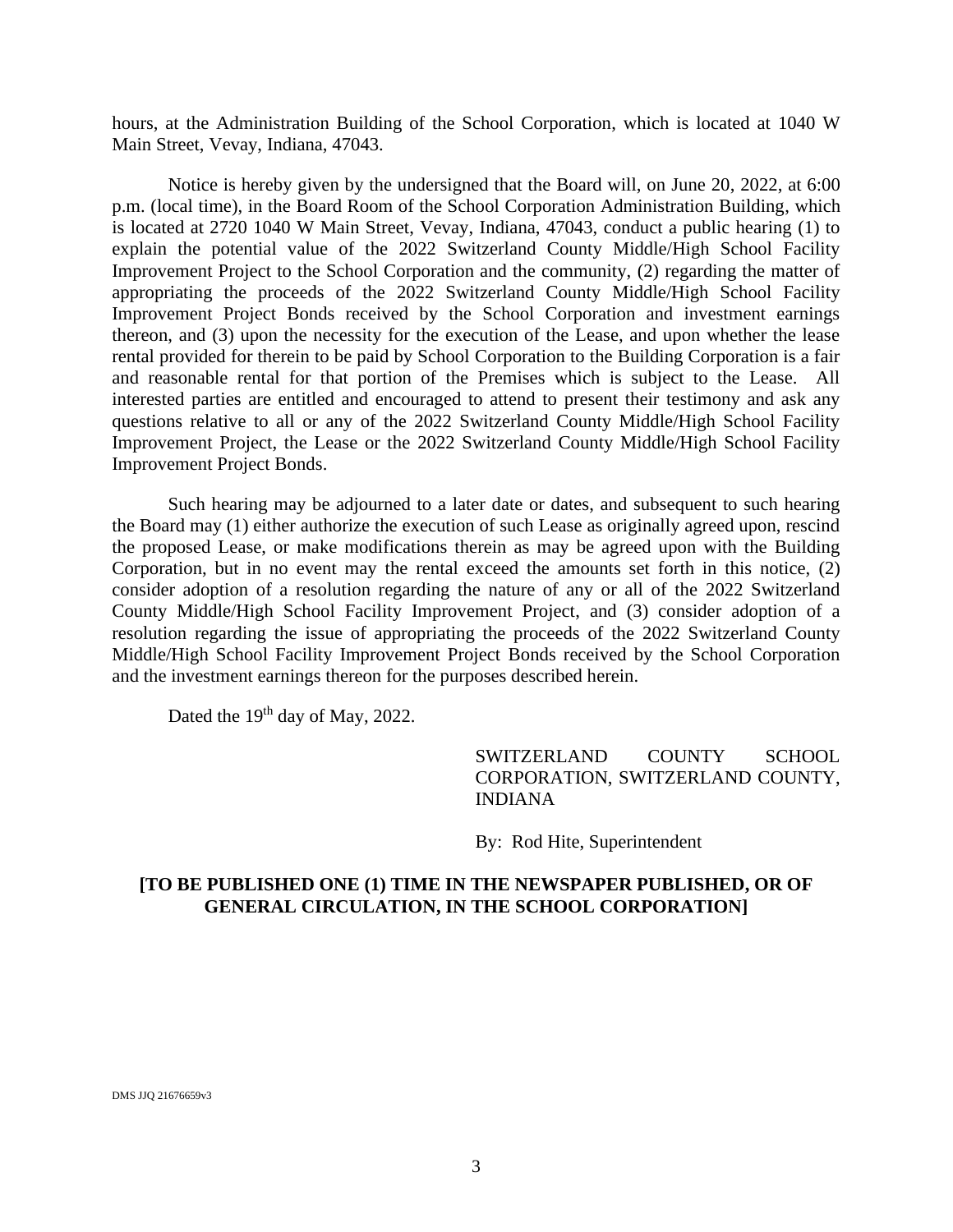hours, at the Administration Building of the School Corporation, which is located at 1040 W Main Street, Vevay, Indiana, 47043.

Notice is hereby given by the undersigned that the Board will, on June 20, 2022, at 6:00 p.m. (local time), in the Board Room of the School Corporation Administration Building, which is located at 2720 1040 W Main Street, Vevay, Indiana, 47043, conduct a public hearing (1) to explain the potential value of the 2022 Switzerland County Middle/High School Facility Improvement Project to the School Corporation and the community, (2) regarding the matter of appropriating the proceeds of the 2022 Switzerland County Middle/High School Facility Improvement Project Bonds received by the School Corporation and investment earnings thereon, and (3) upon the necessity for the execution of the Lease, and upon whether the lease rental provided for therein to be paid by School Corporation to the Building Corporation is a fair and reasonable rental for that portion of the Premises which is subject to the Lease. All interested parties are entitled and encouraged to attend to present their testimony and ask any questions relative to all or any of the 2022 Switzerland County Middle/High School Facility Improvement Project, the Lease or the 2022 Switzerland County Middle/High School Facility Improvement Project Bonds.

Such hearing may be adjourned to a later date or dates, and subsequent to such hearing the Board may (1) either authorize the execution of such Lease as originally agreed upon, rescind the proposed Lease, or make modifications therein as may be agreed upon with the Building Corporation, but in no event may the rental exceed the amounts set forth in this notice, (2) consider adoption of a resolution regarding the nature of any or all of the 2022 Switzerland County Middle/High School Facility Improvement Project, and (3) consider adoption of a resolution regarding the issue of appropriating the proceeds of the 2022 Switzerland County Middle/High School Facility Improvement Project Bonds received by the School Corporation and the investment earnings thereon for the purposes described herein.

Dated the 19th day of May, 2022.

SWITZERLAND COUNTY SCHOOL CORPORATION, SWITZERLAND COUNTY, INDIANA

By: Rod Hite, Superintendent

**[TO BE PUBLISHED ONE (1) TIME IN THE NEWSPAPER PUBLISHED, OR OF GENERAL CIRCULATION, IN THE SCHOOL CORPORATION]**

DMS JJQ 21676659v3